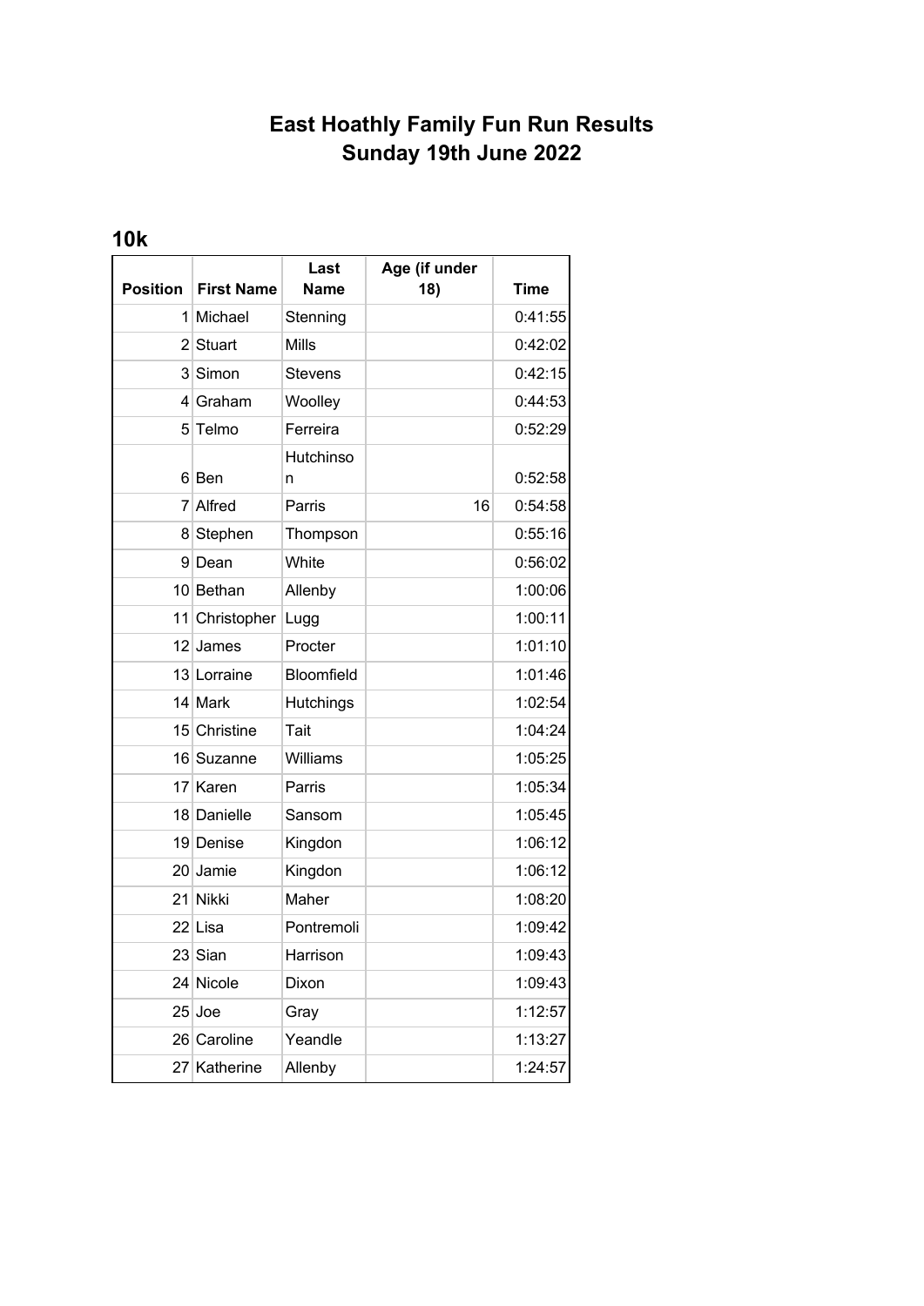# East Hoathly Family Fun Run Results
# Sunday 19th June 2022

## 10k

| Position | First Name | Last Name | Age (if under 18) | Time |
|---|---|---|---|---|
| 1 | Michael | Stenning | | 0:41:55 |
| 2 | Stuart | Mills | | 0:42:02 |
| 3 | Simon | Stevens | | 0:42:15 |
| 4 | Graham | Woolley | | 0:44:53 |
| 5 | Telmo | Ferreira | | 0:52:29 |
| 6 | Ben | Hutchinson | | 0:52:58 |
| 7 | Alfred | Parris | 16 | 0:54:58 |
| 8 | Stephen | Thompson | | 0:55:16 |
| 9 | Dean | White | | 0:56:02 |
| 10 | Bethan | Allenby | | 1:00:06 |
| 11 | Christopher | Lugg | | 1:00:11 |
| 12 | James | Procter | | 1:01:10 |
| 13 | Lorraine | Bloomfield | | 1:01:46 |
| 14 | Mark | Hutchings | | 1:02:54 |
| 15 | Christine | Tait | | 1:04:24 |
| 16 | Suzanne | Williams | | 1:05:25 |
| 17 | Karen | Parris | | 1:05:34 |
| 18 | Danielle | Sansom | | 1:05:45 |
| 19 | Denise | Kingdon | | 1:06:12 |
| 20 | Jamie | Kingdon | | 1:06:12 |
| 21 | Nikki | Maher | | 1:08:20 |
| 22 | Lisa | Pontremoli | | 1:09:42 |
| 23 | Sian | Harrison | | 1:09:43 |
| 24 | Nicole | Dixon | | 1:09:43 |
| 25 | Joe | Gray | | 1:12:57 |
| 26 | Caroline | Yeandle | | 1:13:27 |
| 27 | Katherine | Allenby | | 1:24:57 |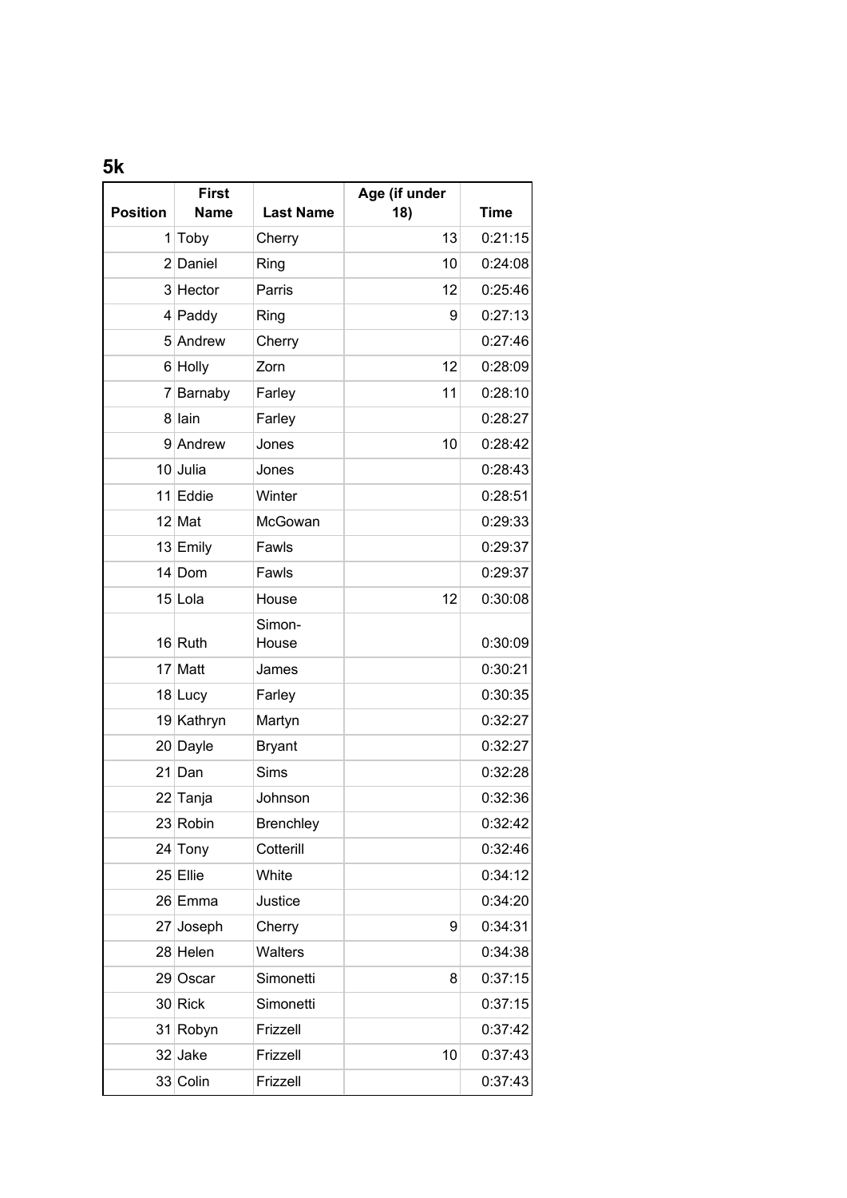## 5k

| Position | First Name | Last Name | Age (if under 18) | Time |
|---|---|---|---|---|
| 1 | Toby | Cherry | 13 | 0:21:15 |
| 2 | Daniel | Ring | 10 | 0:24:08 |
| 3 | Hector | Parris | 12 | 0:25:46 |
| 4 | Paddy | Ring | 9 | 0:27:13 |
| 5 | Andrew | Cherry | | 0:27:46 |
| 6 | Holly | Zorn | 12 | 0:28:09 |
| 7 | Barnaby | Farley | 11 | 0:28:10 |
| 8 | Iain | Farley | | 0:28:27 |
| 9 | Andrew | Jones | 10 | 0:28:42 |
| 10 | Julia | Jones | | 0:28:43 |
| 11 | Eddie | Winter | | 0:28:51 |
| 12 | Mat | McGowan | | 0:29:33 |
| 13 | Emily | Fawls | | 0:29:37 |
| 14 | Dom | Fawls | | 0:29:37 |
| 15 | Lola | House | 12 | 0:30:08 |
| 16 | Ruth | Simon-House | | 0:30:09 |
| 17 | Matt | James | | 0:30:21 |
| 18 | Lucy | Farley | | 0:30:35 |
| 19 | Kathryn | Martyn | | 0:32:27 |
| 20 | Dayle | Bryant | | 0:32:27 |
| 21 | Dan | Sims | | 0:32:28 |
| 22 | Tanja | Johnson | | 0:32:36 |
| 23 | Robin | Brenchley | | 0:32:42 |
| 24 | Tony | Cotterill | | 0:32:46 |
| 25 | Ellie | White | | 0:34:12 |
| 26 | Emma | Justice | | 0:34:20 |
| 27 | Joseph | Cherry | 9 | 0:34:31 |
| 28 | Helen | Walters | | 0:34:38 |
| 29 | Oscar | Simonetti | 8 | 0:37:15 |
| 30 | Rick | Simonetti | | 0:37:15 |
| 31 | Robyn | Frizzell | | 0:37:42 |
| 32 | Jake | Frizzell | 10 | 0:37:43 |
| 33 | Colin | Frizzell | | 0:37:43 |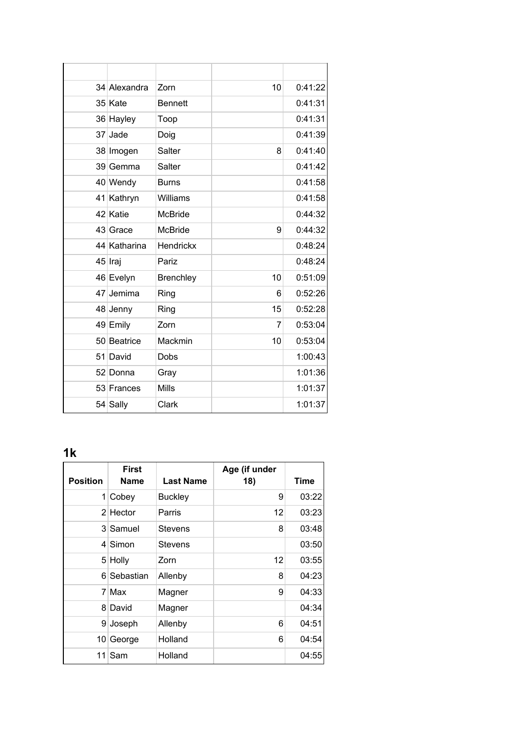| | | | | |
|---|---|---|---|---|
| 34 | Alexandra | Zorn | 10 | 0:41:22 |
| 35 | Kate | Bennett | | 0:41:31 |
| 36 | Hayley | Toop | | 0:41:31 |
| 37 | Jade | Doig | | 0:41:39 |
| 38 | Imogen | Salter | 8 | 0:41:40 |
| 39 | Gemma | Salter | | 0:41:42 |
| 40 | Wendy | Burns | | 0:41:58 |
| 41 | Kathryn | Williams | | 0:41:58 |
| 42 | Katie | McBride | | 0:44:32 |
| 43 | Grace | McBride | 9 | 0:44:32 |
| 44 | Katharina | Hendrickx | | 0:48:24 |
| 45 | Iraj | Pariz | | 0:48:24 |
| 46 | Evelyn | Brenchley | 10 | 0:51:09 |
| 47 | Jemima | Ring | 6 | 0:52:26 |
| 48 | Jenny | Ring | 15 | 0:52:28 |
| 49 | Emily | Zorn | 7 | 0:53:04 |
| 50 | Beatrice | Mackmin | 10 | 0:53:04 |
| 51 | David | Dobs | | 1:00:43 |
| 52 | Donna | Gray | | 1:01:36 |
| 53 | Frances | Mills | | 1:01:37 |
| 54 | Sally | Clark | | 1:01:37 |

## 1k

| Position | First Name | Last Name | Age (if under 18) | Time |
|---|---|---|---|---|
| 1 | Cobey | Buckley | 9 | 03:22 |
| 2 | Hector | Parris | 12 | 03:23 |
| 3 | Samuel | Stevens | 8 | 03:48 |
| 4 | Simon | Stevens | | 03:50 |
| 5 | Holly | Zorn | 12 | 03:55 |
| 6 | Sebastian | Allenby | 8 | 04:23 |
| 7 | Max | Magner | 9 | 04:33 |
| 8 | David | Magner | | 04:34 |
| 9 | Joseph | Allenby | 6 | 04:51 |
| 10 | George | Holland | 6 | 04:54 |
| 11 | Sam | Holland | | 04:55 |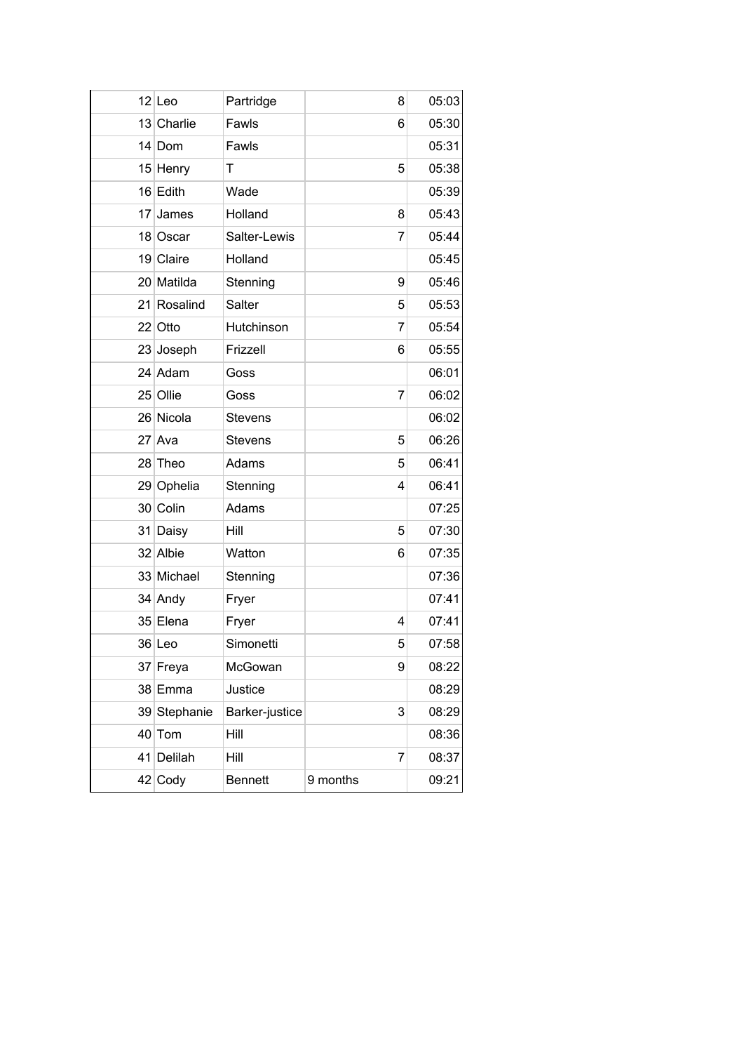| | | | | |
|---|---|---|---|---|
| 12 | Leo | Partridge | 8 | 05:03 |
| 13 | Charlie | Fawls | 6 | 05:30 |
| 14 | Dom | Fawls | | 05:31 |
| 15 | Henry | T | 5 | 05:38 |
| 16 | Edith | Wade | | 05:39 |
| 17 | James | Holland | 8 | 05:43 |
| 18 | Oscar | Salter-Lewis | 7 | 05:44 |
| 19 | Claire | Holland | | 05:45 |
| 20 | Matilda | Stenning | 9 | 05:46 |
| 21 | Rosalind | Salter | 5 | 05:53 |
| 22 | Otto | Hutchinson | 7 | 05:54 |
| 23 | Joseph | Frizzell | 6 | 05:55 |
| 24 | Adam | Goss | | 06:01 |
| 25 | Ollie | Goss | 7 | 06:02 |
| 26 | Nicola | Stevens | | 06:02 |
| 27 | Ava | Stevens | 5 | 06:26 |
| 28 | Theo | Adams | 5 | 06:41 |
| 29 | Ophelia | Stenning | 4 | 06:41 |
| 30 | Colin | Adams | | 07:25 |
| 31 | Daisy | Hill | 5 | 07:30 |
| 32 | Albie | Watton | 6 | 07:35 |
| 33 | Michael | Stenning | | 07:36 |
| 34 | Andy | Fryer | | 07:41 |
| 35 | Elena | Fryer | 4 | 07:41 |
| 36 | Leo | Simonetti | 5 | 07:58 |
| 37 | Freya | McGowan | 9 | 08:22 |
| 38 | Emma | Justice | | 08:29 |
| 39 | Stephanie | Barker-justice | 3 | 08:29 |
| 40 | Tom | Hill | | 08:36 |
| 41 | Delilah | Hill | 7 | 08:37 |
| 42 | Cody | Bennett | 9 months | 09:21 |